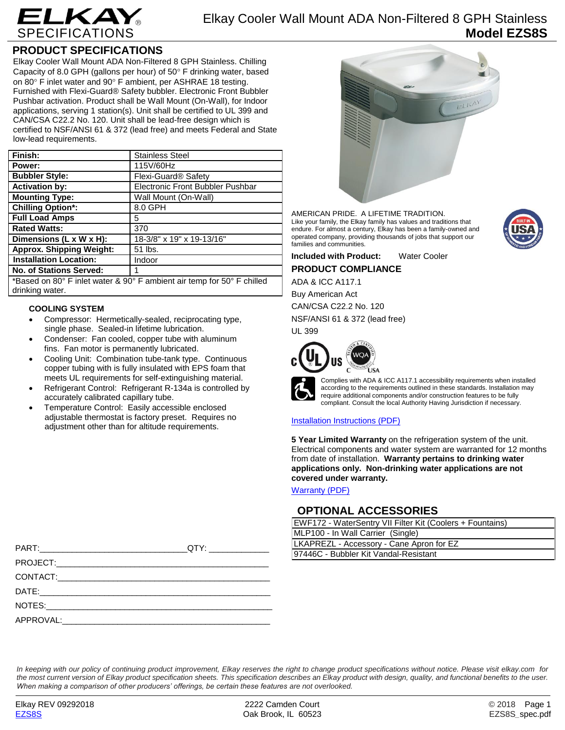# ELKAY SPECIFICATIONS

Elkay Cooler Wall Mount ADA Non-Filtered 8 GPH Stainless
**Model EZS8S**

## PRODUCT SPECIFICATIONS

Elkay Cooler Wall Mount ADA Non-Filtered 8 GPH Stainless. Chilling Capacity of 8.0 GPH (gallons per hour) of 50° F drinking water, based on 80° F inlet water and 90° F ambient, per ASHRAE 18 testing. Furnished with Flexi-Guard® Safety bubbler. Electronic Front Bubbler Pushbar activation. Product shall be Wall Mount (On-Wall), for Indoor applications, serving 1 station(s). Unit shall be certified to UL 399 and CAN/CSA C22.2 No. 120. Unit shall be lead-free design which is certified to NSF/ANSI 61 & 372 (lead free) and meets Federal and State low-lead requirements.

| | |
|---|---|
| **Finish:** | Stainless Steel |
| **Power:** | 115V/60Hz |
| **Bubbler Style:** | Flexi-Guard® Safety |
| **Activation by:** | Electronic Front Bubbler Pushbar |
| **Mounting Type:** | Wall Mount (On-Wall) |
| **Chilling Option*:** | 8.0 GPH |
| **Full Load Amps** | 5 |
| **Rated Watts:** | 370 |
| **Dimensions (L x W x H):** | 18-3/8" x 19" x 19-13/16" |
| **Approx. Shipping Weight:** | 51 lbs. |
| **Installation Location:** | Indoor |
| **No. of Stations Served:** | 1 |

*Based on 80° F inlet water & 90° F ambient air temp for 50° F chilled drinking water.

### COOLING SYSTEM

- Compressor: Hermetically-sealed, reciprocating type, single phase. Sealed-in lifetime lubrication.
- Condenser: Fan cooled, copper tube with aluminum fins. Fan motor is permanently lubricated.
- Cooling Unit: Combination tube-tank type. Continuous copper tubing with is fully insulated with EPS foam that meets UL requirements for self-extinguishing material.
- Refrigerant Control: Refrigerant R-134a is controlled by accurately calibrated capillary tube.
- Temperature Control: Easily accessible enclosed adjustable thermostat is factory preset. Requires no adjustment other than for altitude requirements.

PART:_______________________________QTY: ____________

PROJECT:_____________________________________________

CONTACT:_____________________________________________

DATE:________________________________________________

NOTES:_______________________________________________

APPROVAL:____________________________________________

AMERICAN PRIDE. A LIFETIME TRADITION.
Like your family, the Elkay family has values and traditions that endure. For almost a century, Elkay has been a family-owned and operated company, providing thousands of jobs that support our families and communities.

**Included with Product:** Water Cooler

## PRODUCT COMPLIANCE

ADA & ICC A117.1

Buy American Act

CAN/CSA C22.2 No. 120

NSF/ANSI 61 & 372 (lead free)

UL 399

Complies with ADA & ICC A117.1 accessibility requirements when installed according to the requirements outlined in these standards. Installation may require additional components and/or construction features to be fully compliant. Consult the local Authority Having Jurisdiction if necessary.

Installation Instructions (PDF)

**5 Year Limited Warranty** on the refrigeration system of the unit. Electrical components and water system are warranted for 12 months from date of installation. **Warranty pertains to drinking water applications only. Non-drinking water applications are not covered under warranty.**

Warranty (PDF)

## OPTIONAL ACCESSORIES

| |
|---|
| EWF172 - WaterSentry VII Filter Kit (Coolers + Fountains) |
| MLP100 - In Wall Carrier (Single) |
| LKAPREZL - Accessory - Cane Apron for EZ |
| 97446C - Bubbler Kit Vandal-Resistant |

*In keeping with our policy of continuing product improvement, Elkay reserves the right to change product specifications without notice. Please visit elkay.com for the most current version of Elkay product specification sheets. This specification describes an Elkay product with design, quality, and functional benefits to the user. When making a comparison of other producers' offerings, be certain these features are not overlooked.*

Elkay REV 09292018
EZS8S

2222 Camden Court
Oak Brook, IL 60523

© 2018
EZS8S_spec.pdf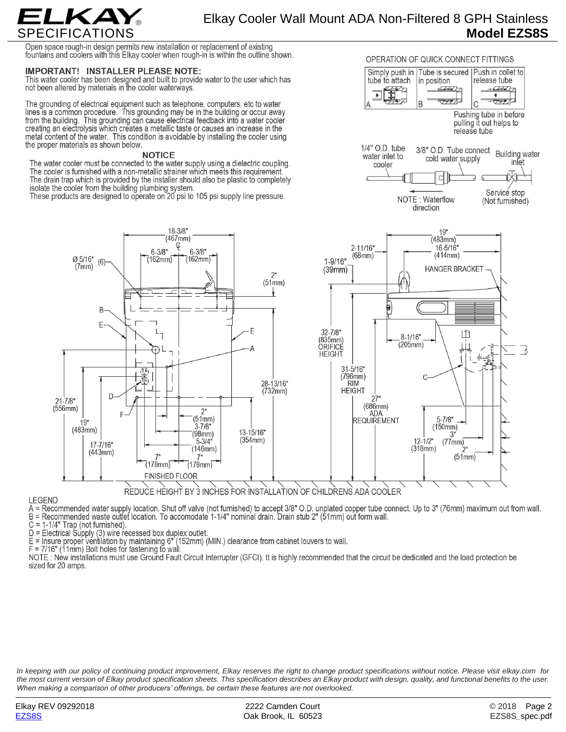# ELKAY SPECIFICATIONS

## Elkay Cooler Wall Mount ADA Non-Filtered 8 GPH Stainless
## Model EZS8S

Open space rough-in design permits new installation or replacement of existing fountains and coolers with this Elkay cooler when rough-in is within the outline shown.

**IMPORTANT! INSTALLER PLEASE NOTE:**
This water cooler has been designed and built to provide water to the user which has not been altered by materials in the cooler waterways.

The grounding of electrical equipment such as telephone, computers, etc to water lines is a common procedure. This grounding may be in the building or occur away from the building. This grounding can cause electrical feedback into a water cooler creating an electrolysis which creates a metallic taste or causes an increase in the metal content of the water. This condition is avoidable by installing the cooler using the proper materials as shown below.

**NOTICE**
The water cooler must be connected to the water supply using a dielectric coupling. The cooler is furnished with a non-metallic strainer which meets this requirement. The drain trap which is provided by the installer should also be plastic to completely isolate the cooler from the building plumbing system.
These products are designed to operate on 20 psi to 105 psi supply line pressure.

OPERATION OF QUICK CONNECT FITTINGS

A Simply push in tube to attach

B Tube is secured in position

C Push in collet to release tube

Pushing tube in before pulling it out helps to release tube

1/4" O.D. tube water inlet to cooler

3/8" O.D. Tube connect cold water supply

Building water inlet

Service stop (Not furnished)

NOTE : Waterflow direction

18-3/8" (467mm)
6-3/8" (162mm)
6-3/8" (162mm)
Ø 5/16" (7mm) (6)
2" (51mm)
B
E
E
A
D
F
28-13/16" (732mm)
21-7/8" (556mm)
19" (483mm)
17-7/16" (443mm)
2" (51mm)
3-7/8" (98mm)
5-3/4" (146mm)
13-15/16" (354mm)
7" (178mm)
7" (178mm)
FINISHED FLOOR

19" (483mm)
16-5/16" (414mm)
2-11/16" (68mm)
1-9/16" (39mm)
HANGER BRACKET
32-7/8" (835mm) ORIFICE HEIGHT
8-1/16" (205mm)
31-5/16" (796mm) RIM HEIGHT
C
27" (686mm) ADA REQUIREMENT
5-7/8" (150mm)
3" (77mm)
12-1/2" (318mm)
2" (51mm)

REDUCE HEIGHT BY 3 INCHES FOR INSTALLATION OF CHILDRENS ADA COOLER

LEGEND
A = Recommended water supply location. Shut off valve (not furnished) to accept 3/8" O.D. unplated copper tube connect. Up to 3" (76mm) maximum out from wall.
B = Recommended waste outlet location. To accomodate 1-1/4" nominal drain. Drain stub 2" (51mm) out form wall.
C = 1-1/4" Trap (not furnished).
D = Electrical Supply (3) wire recessed box duplex outlet.
E = Insure proper ventilation by maintaining 6" (152mm) (MIN.) clearance from cabinet louvers to wall.
F = 7/16" (11mm) Bolt holes for fastening to wall.
NOTE : New installations must use Ground Fault Circuit Interrupter (GFCI). It is highly recommended that the circuit be dedicated and the load protection be sized for 20 amps.

*In keeping with our policy of continuing product improvement, Elkay reserves the right to change product specifications without notice. Please visit elkay.com for the most current version of Elkay product specification sheets. This specification describes an Elkay product with design, quality, and functional benefits to the user. When making a comparison of other producers' offerings, be certain these features are not overlooked.*

Elkay REV 09292018 | 2222 Camden Court, Oak Brook, IL 60523 | © 2018
EZS8S | EZS8S_spec.pdf